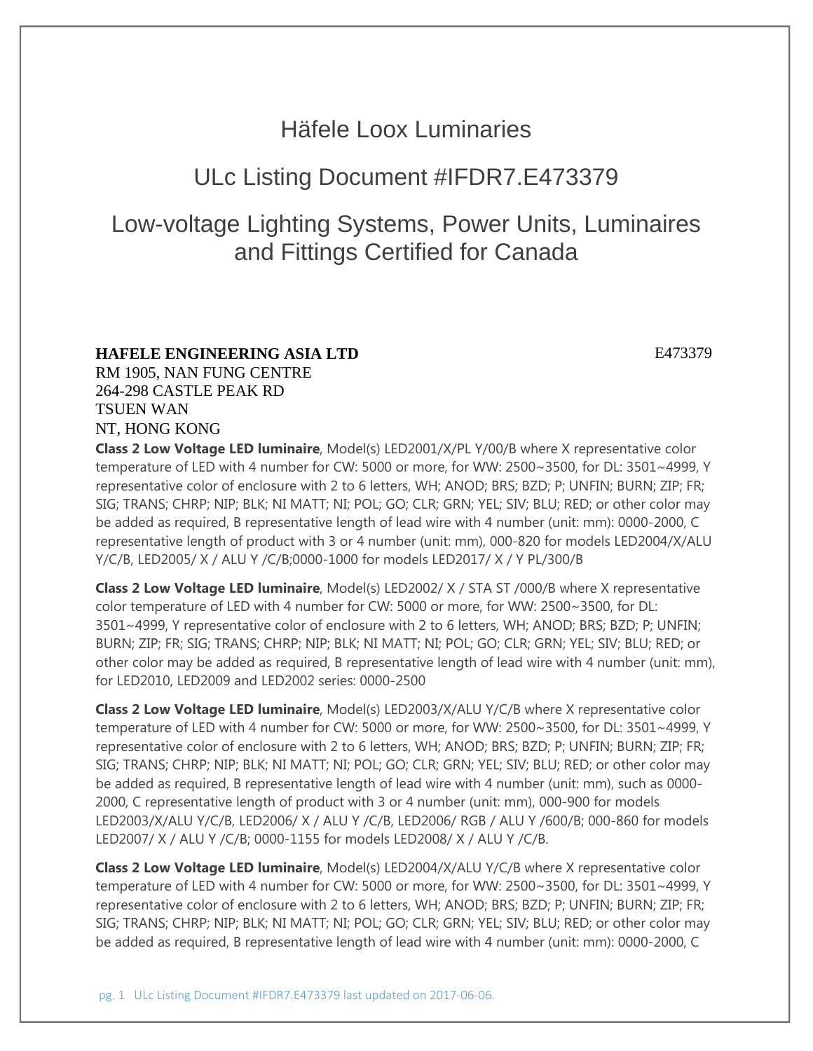# Häfele Loox Luminaries

## ULc Listing Document #IFDR7.E473379

## Low-voltage Lighting Systems, Power Units, Luminaires and Fittings Certified for Canada

**HAFELE ENGINEERING ASIA LTD** E473379
RM 1905, NAN FUNG CENTRE
264-298 CASTLE PEAK RD
TSUEN WAN
NT, HONG KONG

**Class 2 Low Voltage LED luminaire**, Model(s) LED2001/X/PL Y/00/B where X representative color temperature of LED with 4 number for CW: 5000 or more, for WW: 2500~3500, for DL: 3501~4999, Y representative color of enclosure with 2 to 6 letters, WH; ANOD; BRS; BZD; P; UNFIN; BURN; ZIP; FR; SIG; TRANS; CHRP; NIP; BLK; NI MATT; NI; POL; GO; CLR; GRN; YEL; SIV; BLU; RED; or other color may be added as required, B representative length of lead wire with 4 number (unit: mm): 0000-2000, C representative length of product with 3 or 4 number (unit: mm), 000-820 for models LED2004/X/ALU Y/C/B, LED2005/ X / ALU Y /C/B;0000-1000 for models LED2017/ X / Y PL/300/B

**Class 2 Low Voltage LED luminaire**, Model(s) LED2002/ X / STA ST /000/B where X representative color temperature of LED with 4 number for CW: 5000 or more, for WW: 2500~3500, for DL: 3501~4999, Y representative color of enclosure with 2 to 6 letters, WH; ANOD; BRS; BZD; P; UNFIN; BURN; ZIP; FR; SIG; TRANS; CHRP; NIP; BLK; NI MATT; NI; POL; GO; CLR; GRN; YEL; SIV; BLU; RED; or other color may be added as required, B representative length of lead wire with 4 number (unit: mm), for LED2010, LED2009 and LED2002 series: 0000-2500

**Class 2 Low Voltage LED luminaire**, Model(s) LED2003/X/ALU Y/C/B where X representative color temperature of LED with 4 number for CW: 5000 or more, for WW: 2500~3500, for DL: 3501~4999, Y representative color of enclosure with 2 to 6 letters, WH; ANOD; BRS; BZD; P; UNFIN; BURN; ZIP; FR; SIG; TRANS; CHRP; NIP; BLK; NI MATT; NI; POL; GO; CLR; GRN; YEL; SIV; BLU; RED; or other color may be added as required, B representative length of lead wire with 4 number (unit: mm), such as 0000-2000, C representative length of product with 3 or 4 number (unit: mm), 000-900 for models LED2003/X/ALU Y/C/B, LED2006/ X / ALU Y /C/B, LED2006/ RGB / ALU Y /600/B; 000-860 for models LED2007/ X / ALU Y /C/B; 0000-1155 for models LED2008/ X / ALU Y /C/B.

**Class 2 Low Voltage LED luminaire**, Model(s) LED2004/X/ALU Y/C/B where X representative color temperature of LED with 4 number for CW: 5000 or more, for WW: 2500~3500, for DL: 3501~4999, Y representative color of enclosure with 2 to 6 letters, WH; ANOD; BRS; BZD; P; UNFIN; BURN; ZIP; FR; SIG; TRANS; CHRP; NIP; BLK; NI MATT; NI; POL; GO; CLR; GRN; YEL; SIV; BLU; RED; or other color may be added as required, B representative length of lead wire with 4 number (unit: mm): 0000-2000, C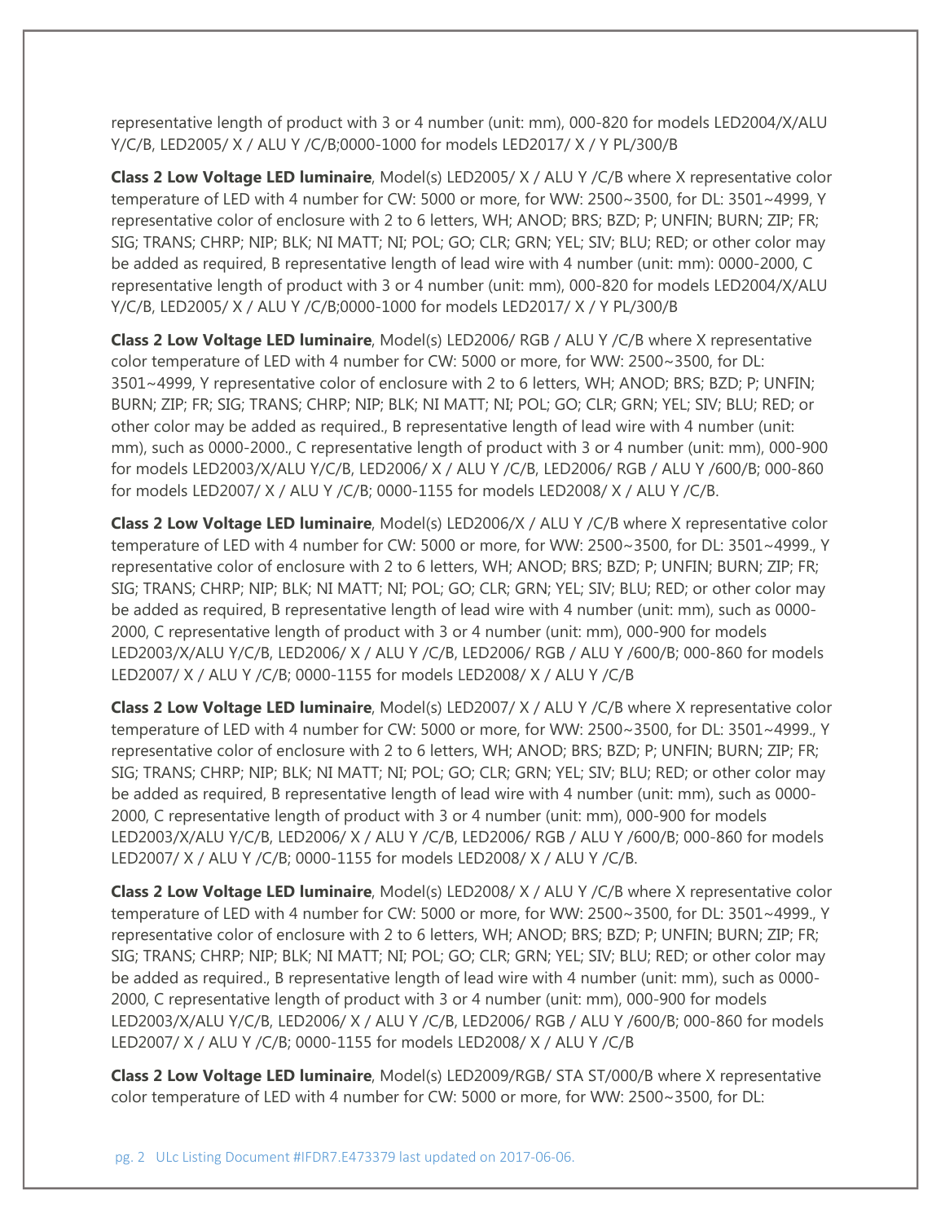representative length of product with 3 or 4 number (unit: mm), 000-820 for models LED2004/X/ALU Y/C/B, LED2005/ X / ALU Y /C/B;0000-1000 for models LED2017/ X / Y PL/300/B

**Class 2 Low Voltage LED luminaire**, Model(s) LED2005/ X / ALU Y /C/B where X representative color temperature of LED with 4 number for CW: 5000 or more, for WW: 2500~3500, for DL: 3501~4999, Y representative color of enclosure with 2 to 6 letters, WH; ANOD; BRS; BZD; P; UNFIN; BURN; ZIP; FR; SIG; TRANS; CHRP; NIP; BLK; NI MATT; NI; POL; GO; CLR; GRN; YEL; SIV; BLU; RED; or other color may be added as required, B representative length of lead wire with 4 number (unit: mm): 0000-2000, C representative length of product with 3 or 4 number (unit: mm), 000-820 for models LED2004/X/ALU Y/C/B, LED2005/ X / ALU Y /C/B;0000-1000 for models LED2017/ X / Y PL/300/B

**Class 2 Low Voltage LED luminaire**, Model(s) LED2006/ RGB / ALU Y /C/B where X representative color temperature of LED with 4 number for CW: 5000 or more, for WW: 2500~3500, for DL: 3501~4999, Y representative color of enclosure with 2 to 6 letters, WH; ANOD; BRS; BZD; P; UNFIN; BURN; ZIP; FR; SIG; TRANS; CHRP; NIP; BLK; NI MATT; NI; POL; GO; CLR; GRN; YEL; SIV; BLU; RED; or other color may be added as required., B representative length of lead wire with 4 number (unit: mm), such as 0000-2000., C representative length of product with 3 or 4 number (unit: mm), 000-900 for models LED2003/X/ALU Y/C/B, LED2006/ X / ALU Y /C/B, LED2006/ RGB / ALU Y /600/B; 000-860 for models LED2007/ X / ALU Y /C/B; 0000-1155 for models LED2008/ X / ALU Y /C/B.

**Class 2 Low Voltage LED luminaire**, Model(s) LED2006/X / ALU Y /C/B where X representative color temperature of LED with 4 number for CW: 5000 or more, for WW: 2500~3500, for DL: 3501~4999., Y representative color of enclosure with 2 to 6 letters, WH; ANOD; BRS; BZD; P; UNFIN; BURN; ZIP; FR; SIG; TRANS; CHRP; NIP; BLK; NI MATT; NI; POL; GO; CLR; GRN; YEL; SIV; BLU; RED; or other color may be added as required, B representative length of lead wire with 4 number (unit: mm), such as 0000-2000, C representative length of product with 3 or 4 number (unit: mm), 000-900 for models LED2003/X/ALU Y/C/B, LED2006/ X / ALU Y /C/B, LED2006/ RGB / ALU Y /600/B; 000-860 for models LED2007/ X / ALU Y /C/B; 0000-1155 for models LED2008/ X / ALU Y /C/B

**Class 2 Low Voltage LED luminaire**, Model(s) LED2007/ X / ALU Y /C/B where X representative color temperature of LED with 4 number for CW: 5000 or more, for WW: 2500~3500, for DL: 3501~4999., Y representative color of enclosure with 2 to 6 letters, WH; ANOD; BRS; BZD; P; UNFIN; BURN; ZIP; FR; SIG; TRANS; CHRP; NIP; BLK; NI MATT; NI; POL; GO; CLR; GRN; YEL; SIV; BLU; RED; or other color may be added as required, B representative length of lead wire with 4 number (unit: mm), such as 0000-2000, C representative length of product with 3 or 4 number (unit: mm), 000-900 for models LED2003/X/ALU Y/C/B, LED2006/ X / ALU Y /C/B, LED2006/ RGB / ALU Y /600/B; 000-860 for models LED2007/ X / ALU Y /C/B; 0000-1155 for models LED2008/ X / ALU Y /C/B.

**Class 2 Low Voltage LED luminaire**, Model(s) LED2008/ X / ALU Y /C/B where X representative color temperature of LED with 4 number for CW: 5000 or more, for WW: 2500~3500, for DL: 3501~4999., Y representative color of enclosure with 2 to 6 letters, WH; ANOD; BRS; BZD; P; UNFIN; BURN; ZIP; FR; SIG; TRANS; CHRP; NIP; BLK; NI MATT; NI; POL; GO; CLR; GRN; YEL; SIV; BLU; RED; or other color may be added as required., B representative length of lead wire with 4 number (unit: mm), such as 0000-2000, C representative length of product with 3 or 4 number (unit: mm), 000-900 for models LED2003/X/ALU Y/C/B, LED2006/ X / ALU Y /C/B, LED2006/ RGB / ALU Y /600/B; 000-860 for models LED2007/ X / ALU Y /C/B; 0000-1155 for models LED2008/ X / ALU Y /C/B

**Class 2 Low Voltage LED luminaire**, Model(s) LED2009/RGB/ STA ST/000/B where X representative color temperature of LED with 4 number for CW: 5000 or more, for WW: 2500~3500, for DL: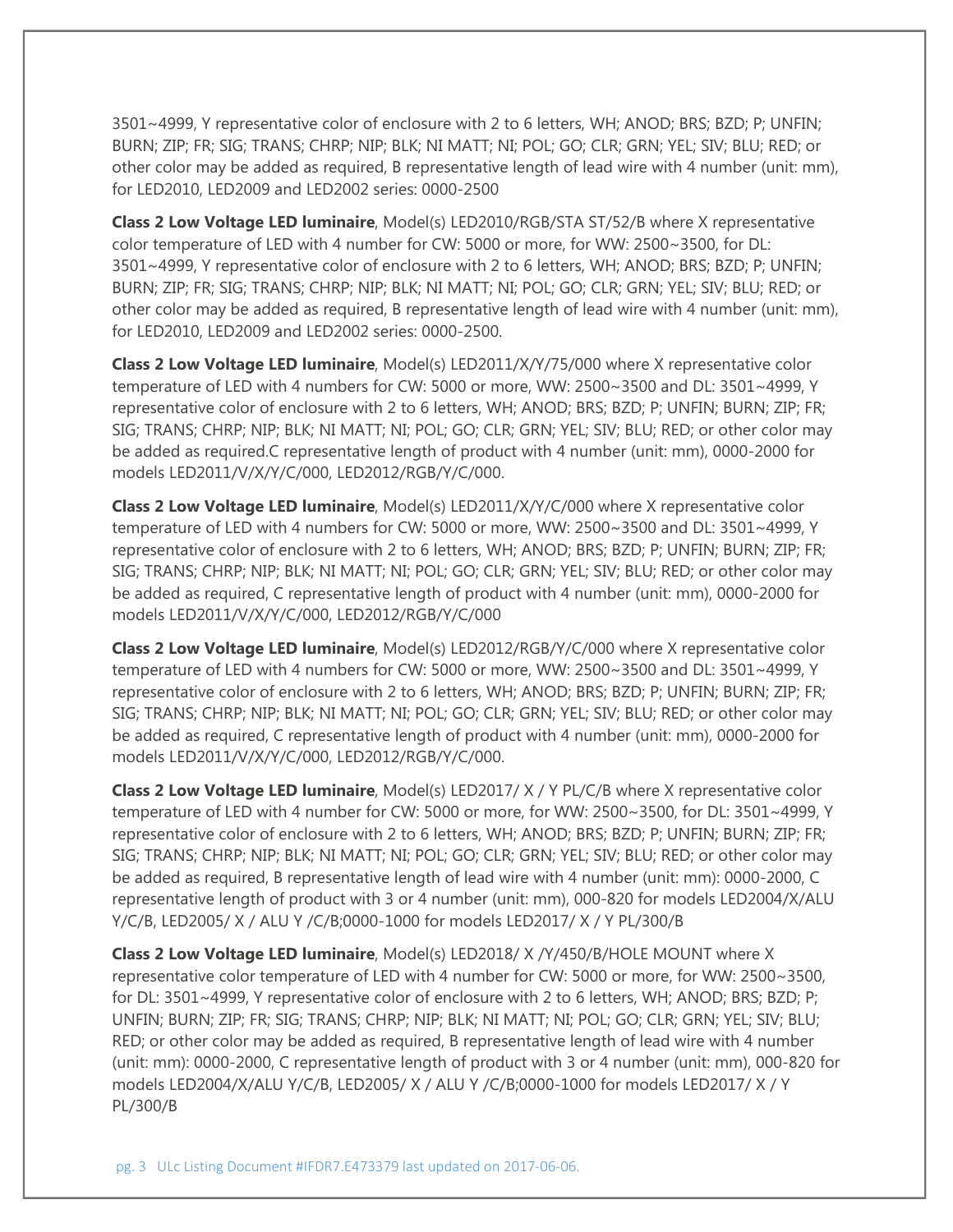3501~4999, Y representative color of enclosure with 2 to 6 letters, WH; ANOD; BRS; BZD; P; UNFIN; BURN; ZIP; FR; SIG; TRANS; CHRP; NIP; BLK; NI MATT; NI; POL; GO; CLR; GRN; YEL; SIV; BLU; RED; or other color may be added as required, B representative length of lead wire with 4 number (unit: mm), for LED2010, LED2009 and LED2002 series: 0000-2500

**Class 2 Low Voltage LED luminaire**, Model(s) LED2010/RGB/STA ST/52/B where X representative color temperature of LED with 4 number for CW: 5000 or more, for WW: 2500~3500, for DL: 3501~4999, Y representative color of enclosure with 2 to 6 letters, WH; ANOD; BRS; BZD; P; UNFIN; BURN; ZIP; FR; SIG; TRANS; CHRP; NIP; BLK; NI MATT; NI; POL; GO; CLR; GRN; YEL; SIV; BLU; RED; or other color may be added as required, B representative length of lead wire with 4 number (unit: mm), for LED2010, LED2009 and LED2002 series: 0000-2500.

**Class 2 Low Voltage LED luminaire**, Model(s) LED2011/X/Y/75/000 where X representative color temperature of LED with 4 numbers for CW: 5000 or more, WW: 2500~3500 and DL: 3501~4999, Y representative color of enclosure with 2 to 6 letters, WH; ANOD; BRS; BZD; P; UNFIN; BURN; ZIP; FR; SIG; TRANS; CHRP; NIP; BLK; NI MATT; NI; POL; GO; CLR; GRN; YEL; SIV; BLU; RED; or other color may be added as required.C representative length of product with 4 number (unit: mm), 0000-2000 for models LED2011/V/X/Y/C/000, LED2012/RGB/Y/C/000.

**Class 2 Low Voltage LED luminaire**, Model(s) LED2011/X/Y/C/000 where X representative color temperature of LED with 4 numbers for CW: 5000 or more, WW: 2500~3500 and DL: 3501~4999, Y representative color of enclosure with 2 to 6 letters, WH; ANOD; BRS; BZD; P; UNFIN; BURN; ZIP; FR; SIG; TRANS; CHRP; NIP; BLK; NI MATT; NI; POL; GO; CLR; GRN; YEL; SIV; BLU; RED; or other color may be added as required, C representative length of product with 4 number (unit: mm), 0000-2000 for models LED2011/V/X/Y/C/000, LED2012/RGB/Y/C/000

**Class 2 Low Voltage LED luminaire**, Model(s) LED2012/RGB/Y/C/000 where X representative color temperature of LED with 4 numbers for CW: 5000 or more, WW: 2500~3500 and DL: 3501~4999, Y representative color of enclosure with 2 to 6 letters, WH; ANOD; BRS; BZD; P; UNFIN; BURN; ZIP; FR; SIG; TRANS; CHRP; NIP; BLK; NI MATT; NI; POL; GO; CLR; GRN; YEL; SIV; BLU; RED; or other color may be added as required, C representative length of product with 4 number (unit: mm), 0000-2000 for models LED2011/V/X/Y/C/000, LED2012/RGB/Y/C/000.

**Class 2 Low Voltage LED luminaire**, Model(s) LED2017/ X / Y PL/C/B where X representative color temperature of LED with 4 number for CW: 5000 or more, for WW: 2500~3500, for DL: 3501~4999, Y representative color of enclosure with 2 to 6 letters, WH; ANOD; BRS; BZD; P; UNFIN; BURN; ZIP; FR; SIG; TRANS; CHRP; NIP; BLK; NI MATT; NI; POL; GO; CLR; GRN; YEL; SIV; BLU; RED; or other color may be added as required, B representative length of lead wire with 4 number (unit: mm): 0000-2000, C representative length of product with 3 or 4 number (unit: mm), 000-820 for models LED2004/X/ALU Y/C/B, LED2005/ X / ALU Y /C/B;0000-1000 for models LED2017/ X / Y PL/300/B

**Class 2 Low Voltage LED luminaire**, Model(s) LED2018/ X /Y/450/B/HOLE MOUNT where X representative color temperature of LED with 4 number for CW: 5000 or more, for WW: 2500~3500, for DL: 3501~4999, Y representative color of enclosure with 2 to 6 letters, WH; ANOD; BRS; BZD; P; UNFIN; BURN; ZIP; FR; SIG; TRANS; CHRP; NIP; BLK; NI MATT; NI; POL; GO; CLR; GRN; YEL; SIV; BLU; RED; or other color may be added as required, B representative length of lead wire with 4 number (unit: mm): 0000-2000, C representative length of product with 3 or 4 number (unit: mm), 000-820 for models LED2004/X/ALU Y/C/B, LED2005/ X / ALU Y /C/B;0000-1000 for models LED2017/ X / Y PL/300/B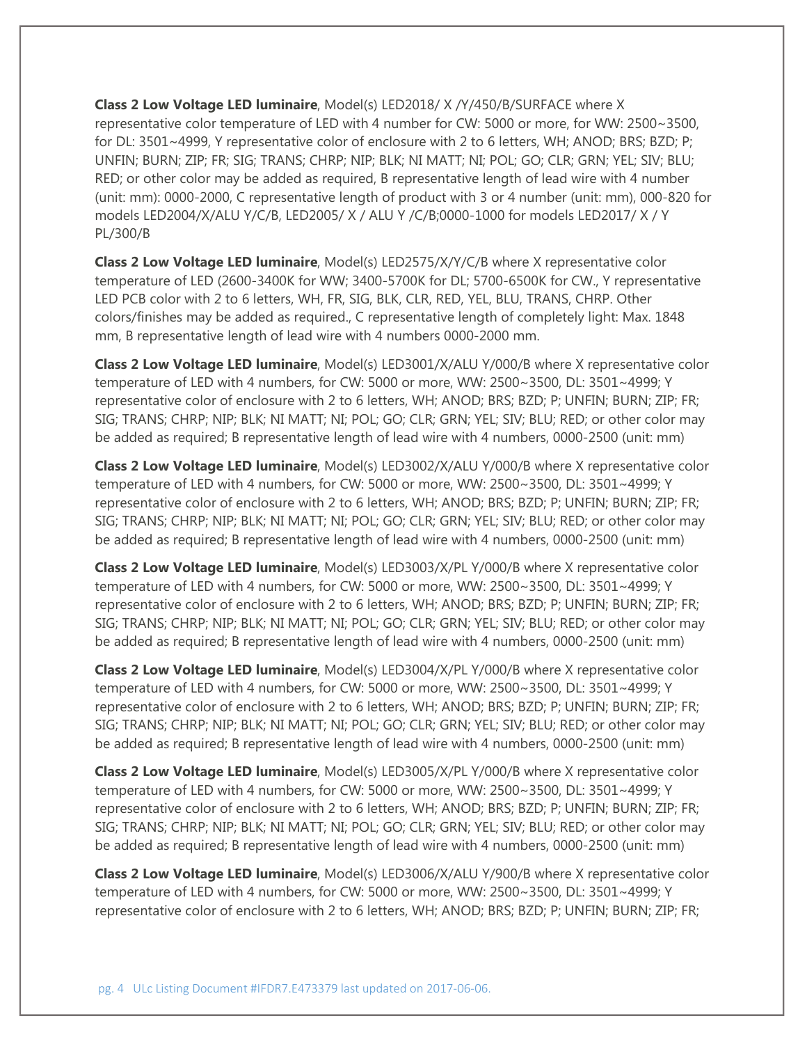**Class 2 Low Voltage LED luminaire**, Model(s) LED2018/ X /Y/450/B/SURFACE where X representative color temperature of LED with 4 number for CW: 5000 or more, for WW: 2500~3500, for DL: 3501~4999, Y representative color of enclosure with 2 to 6 letters, WH; ANOD; BRS; BZD; P; UNFIN; BURN; ZIP; FR; SIG; TRANS; CHRP; NIP; BLK; NI MATT; NI; POL; GO; CLR; GRN; YEL; SIV; BLU; RED; or other color may be added as required, B representative length of lead wire with 4 number (unit: mm): 0000-2000, C representative length of product with 3 or 4 number (unit: mm), 000-820 for models LED2004/X/ALU Y/C/B, LED2005/ X / ALU Y /C/B;0000-1000 for models LED2017/ X / Y PL/300/B

**Class 2 Low Voltage LED luminaire**, Model(s) LED2575/X/Y/C/B where X representative color temperature of LED (2600-3400K for WW; 3400-5700K for DL; 5700-6500K for CW., Y representative LED PCB color with 2 to 6 letters, WH, FR, SIG, BLK, CLR, RED, YEL, BLU, TRANS, CHRP. Other colors/finishes may be added as required., C representative length of completely light: Max. 1848 mm, B representative length of lead wire with 4 numbers 0000-2000 mm.

**Class 2 Low Voltage LED luminaire**, Model(s) LED3001/X/ALU Y/000/B where X representative color temperature of LED with 4 numbers, for CW: 5000 or more, WW: 2500~3500, DL: 3501~4999; Y representative color of enclosure with 2 to 6 letters, WH; ANOD; BRS; BZD; P; UNFIN; BURN; ZIP; FR; SIG; TRANS; CHRP; NIP; BLK; NI MATT; NI; POL; GO; CLR; GRN; YEL; SIV; BLU; RED; or other color may be added as required; B representative length of lead wire with 4 numbers, 0000-2500 (unit: mm)

**Class 2 Low Voltage LED luminaire**, Model(s) LED3002/X/ALU Y/000/B where X representative color temperature of LED with 4 numbers, for CW: 5000 or more, WW: 2500~3500, DL: 3501~4999; Y representative color of enclosure with 2 to 6 letters, WH; ANOD; BRS; BZD; P; UNFIN; BURN; ZIP; FR; SIG; TRANS; CHRP; NIP; BLK; NI MATT; NI; POL; GO; CLR; GRN; YEL; SIV; BLU; RED; or other color may be added as required; B representative length of lead wire with 4 numbers, 0000-2500 (unit: mm)

**Class 2 Low Voltage LED luminaire**, Model(s) LED3003/X/PL Y/000/B where X representative color temperature of LED with 4 numbers, for CW: 5000 or more, WW: 2500~3500, DL: 3501~4999; Y representative color of enclosure with 2 to 6 letters, WH; ANOD; BRS; BZD; P; UNFIN; BURN; ZIP; FR; SIG; TRANS; CHRP; NIP; BLK; NI MATT; NI; POL; GO; CLR; GRN; YEL; SIV; BLU; RED; or other color may be added as required; B representative length of lead wire with 4 numbers, 0000-2500 (unit: mm)

**Class 2 Low Voltage LED luminaire**, Model(s) LED3004/X/PL Y/000/B where X representative color temperature of LED with 4 numbers, for CW: 5000 or more, WW: 2500~3500, DL: 3501~4999; Y representative color of enclosure with 2 to 6 letters, WH; ANOD; BRS; BZD; P; UNFIN; BURN; ZIP; FR; SIG; TRANS; CHRP; NIP; BLK; NI MATT; NI; POL; GO; CLR; GRN; YEL; SIV; BLU; RED; or other color may be added as required; B representative length of lead wire with 4 numbers, 0000-2500 (unit: mm)

**Class 2 Low Voltage LED luminaire**, Model(s) LED3005/X/PL Y/000/B where X representative color temperature of LED with 4 numbers, for CW: 5000 or more, WW: 2500~3500, DL: 3501~4999; Y representative color of enclosure with 2 to 6 letters, WH; ANOD; BRS; BZD; P; UNFIN; BURN; ZIP; FR; SIG; TRANS; CHRP; NIP; BLK; NI MATT; NI; POL; GO; CLR; GRN; YEL; SIV; BLU; RED; or other color may be added as required; B representative length of lead wire with 4 numbers, 0000-2500 (unit: mm)

**Class 2 Low Voltage LED luminaire**, Model(s) LED3006/X/ALU Y/900/B where X representative color temperature of LED with 4 numbers, for CW: 5000 or more, WW: 2500~3500, DL: 3501~4999; Y representative color of enclosure with 2 to 6 letters, WH; ANOD; BRS; BZD; P; UNFIN; BURN; ZIP; FR;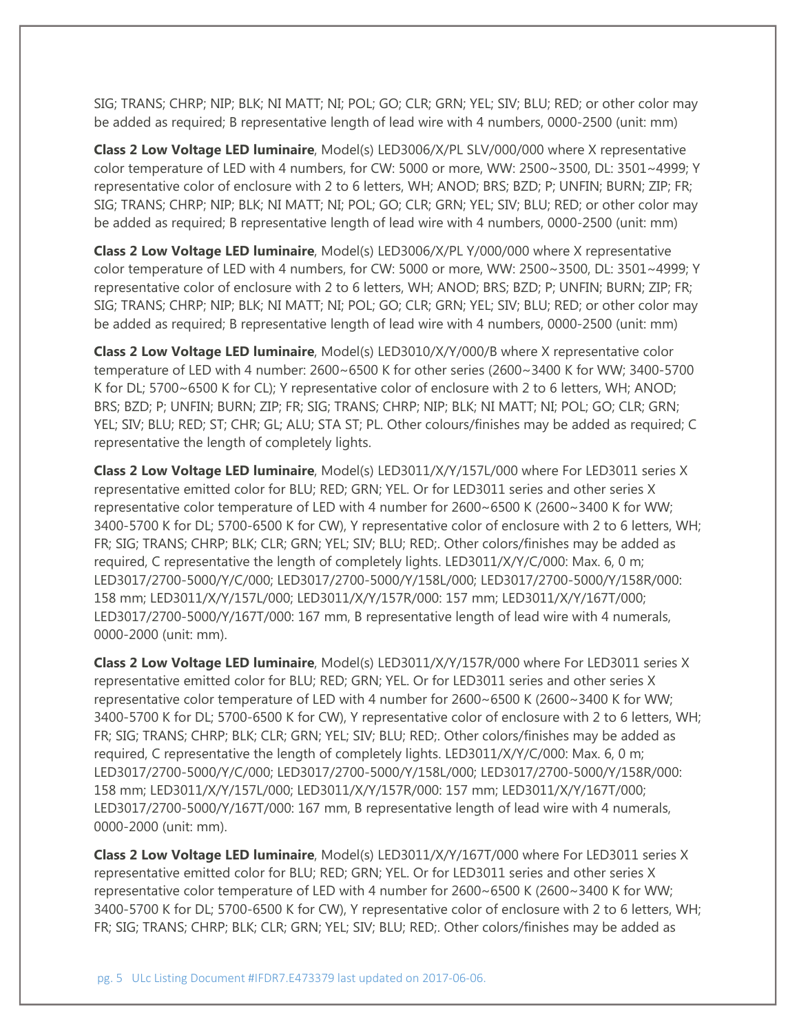SIG; TRANS; CHRP; NIP; BLK; NI MATT; NI; POL; GO; CLR; GRN; YEL; SIV; BLU; RED; or other color may be added as required; B representative length of lead wire with 4 numbers, 0000-2500 (unit: mm)

**Class 2 Low Voltage LED luminaire**, Model(s) LED3006/X/PL SLV/000/000 where X representative color temperature of LED with 4 numbers, for CW: 5000 or more, WW: 2500~3500, DL: 3501~4999; Y representative color of enclosure with 2 to 6 letters, WH; ANOD; BRS; BZD; P; UNFIN; BURN; ZIP; FR; SIG; TRANS; CHRP; NIP; BLK; NI MATT; NI; POL; GO; CLR; GRN; YEL; SIV; BLU; RED; or other color may be added as required; B representative length of lead wire with 4 numbers, 0000-2500 (unit: mm)

**Class 2 Low Voltage LED luminaire**, Model(s) LED3006/X/PL Y/000/000 where X representative color temperature of LED with 4 numbers, for CW: 5000 or more, WW: 2500~3500, DL: 3501~4999; Y representative color of enclosure with 2 to 6 letters, WH; ANOD; BRS; BZD; P; UNFIN; BURN; ZIP; FR; SIG; TRANS; CHRP; NIP; BLK; NI MATT; NI; POL; GO; CLR; GRN; YEL; SIV; BLU; RED; or other color may be added as required; B representative length of lead wire with 4 numbers, 0000-2500 (unit: mm)

**Class 2 Low Voltage LED luminaire**, Model(s) LED3010/X/Y/000/B where X representative color temperature of LED with 4 number: 2600~6500 K for other series (2600~3400 K for WW; 3400-5700 K for DL; 5700~6500 K for CL); Y representative color of enclosure with 2 to 6 letters, WH; ANOD; BRS; BZD; P; UNFIN; BURN; ZIP; FR; SIG; TRANS; CHRP; NIP; BLK; NI MATT; NI; POL; GO; CLR; GRN; YEL; SIV; BLU; RED; ST; CHR; GL; ALU; STA ST; PL. Other colours/finishes may be added as required; C representative the length of completely lights.

**Class 2 Low Voltage LED luminaire**, Model(s) LED3011/X/Y/157L/000 where For LED3011 series X representative emitted color for BLU; RED; GRN; YEL. Or for LED3011 series and other series X representative color temperature of LED with 4 number for 2600~6500 K (2600~3400 K for WW; 3400-5700 K for DL; 5700-6500 K for CW), Y representative color of enclosure with 2 to 6 letters, WH; FR; SIG; TRANS; CHRP; BLK; CLR; GRN; YEL; SIV; BLU; RED;. Other colors/finishes may be added as required, C representative the length of completely lights. LED3011/X/Y/C/000: Max. 6, 0 m; LED3017/2700-5000/Y/C/000; LED3017/2700-5000/Y/158L/000; LED3017/2700-5000/Y/158R/000: 158 mm; LED3011/X/Y/157L/000; LED3011/X/Y/157R/000: 157 mm; LED3011/X/Y/167T/000; LED3017/2700-5000/Y/167T/000: 167 mm, B representative length of lead wire with 4 numerals, 0000-2000 (unit: mm).

**Class 2 Low Voltage LED luminaire**, Model(s) LED3011/X/Y/157R/000 where For LED3011 series X representative emitted color for BLU; RED; GRN; YEL. Or for LED3011 series and other series X representative color temperature of LED with 4 number for 2600~6500 K (2600~3400 K for WW; 3400-5700 K for DL; 5700-6500 K for CW), Y representative color of enclosure with 2 to 6 letters, WH; FR; SIG; TRANS; CHRP; BLK; CLR; GRN; YEL; SIV; BLU; RED;. Other colors/finishes may be added as required, C representative the length of completely lights. LED3011/X/Y/C/000: Max. 6, 0 m; LED3017/2700-5000/Y/C/000; LED3017/2700-5000/Y/158L/000; LED3017/2700-5000/Y/158R/000: 158 mm; LED3011/X/Y/157L/000; LED3011/X/Y/157R/000: 157 mm; LED3011/X/Y/167T/000; LED3017/2700-5000/Y/167T/000: 167 mm, B representative length of lead wire with 4 numerals, 0000-2000 (unit: mm).

**Class 2 Low Voltage LED luminaire**, Model(s) LED3011/X/Y/167T/000 where For LED3011 series X representative emitted color for BLU; RED; GRN; YEL. Or for LED3011 series and other series X representative color temperature of LED with 4 number for 2600~6500 K (2600~3400 K for WW; 3400-5700 K for DL; 5700-6500 K for CW), Y representative color of enclosure with 2 to 6 letters, WH; FR; SIG; TRANS; CHRP; BLK; CLR; GRN; YEL; SIV; BLU; RED;. Other colors/finishes may be added as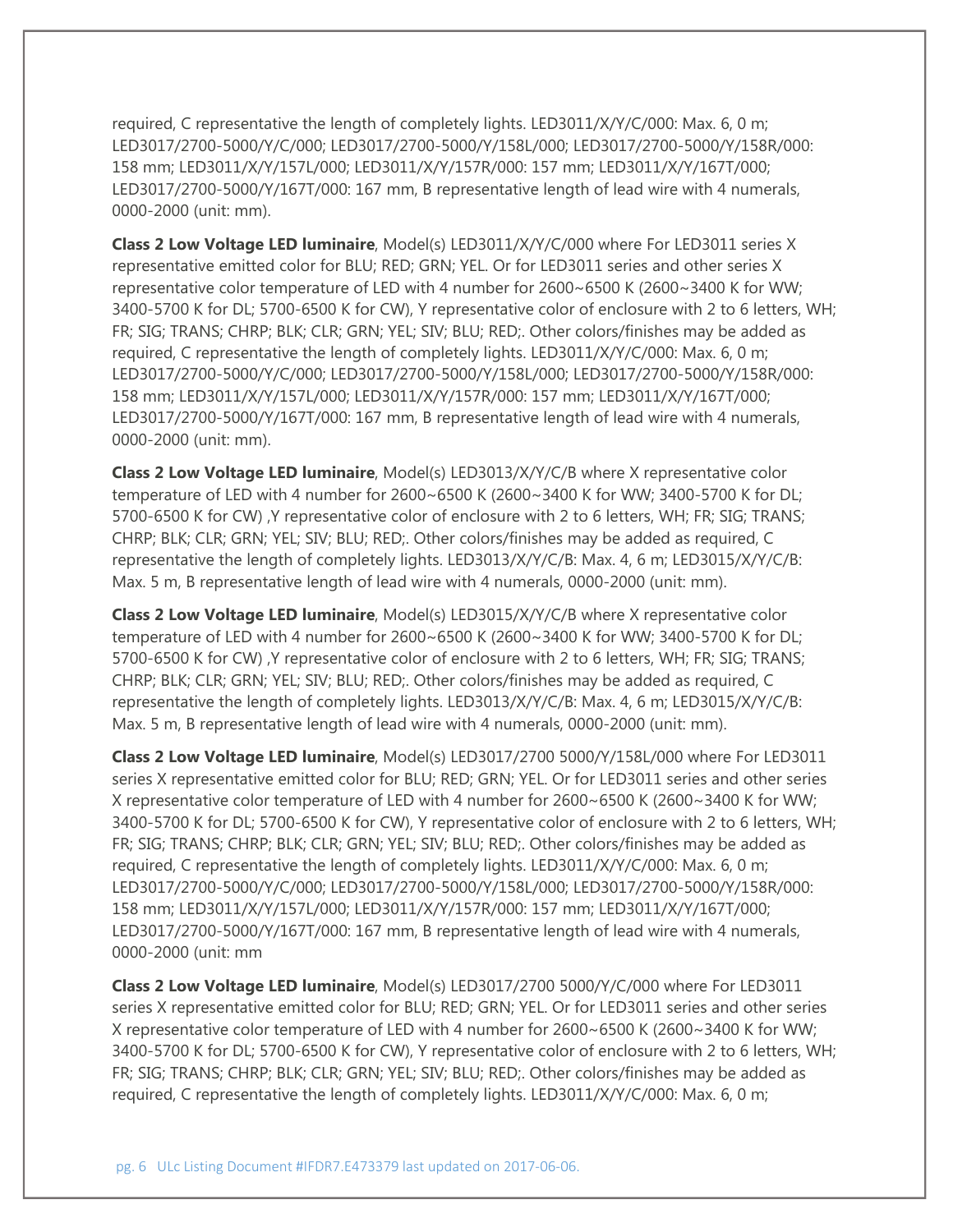required, C representative the length of completely lights. LED3011/X/Y/C/000: Max. 6, 0 m; LED3017/2700-5000/Y/C/000; LED3017/2700-5000/Y/158L/000; LED3017/2700-5000/Y/158R/000: 158 mm; LED3011/X/Y/157L/000; LED3011/X/Y/157R/000: 157 mm; LED3011/X/Y/167T/000; LED3017/2700-5000/Y/167T/000: 167 mm, B representative length of lead wire with 4 numerals, 0000-2000 (unit: mm).

**Class 2 Low Voltage LED luminaire**, Model(s) LED3011/X/Y/C/000 where For LED3011 series X representative emitted color for BLU; RED; GRN; YEL. Or for LED3011 series and other series X representative color temperature of LED with 4 number for 2600~6500 K (2600~3400 K for WW; 3400-5700 K for DL; 5700-6500 K for CW), Y representative color of enclosure with 2 to 6 letters, WH; FR; SIG; TRANS; CHRP; BLK; CLR; GRN; YEL; SIV; BLU; RED;. Other colors/finishes may be added as required, C representative the length of completely lights. LED3011/X/Y/C/000: Max. 6, 0 m; LED3017/2700-5000/Y/C/000; LED3017/2700-5000/Y/158L/000; LED3017/2700-5000/Y/158R/000: 158 mm; LED3011/X/Y/157L/000; LED3011/X/Y/157R/000: 157 mm; LED3011/X/Y/167T/000; LED3017/2700-5000/Y/167T/000: 167 mm, B representative length of lead wire with 4 numerals, 0000-2000 (unit: mm).

**Class 2 Low Voltage LED luminaire**, Model(s) LED3013/X/Y/C/B where X representative color temperature of LED with 4 number for 2600~6500 K (2600~3400 K for WW; 3400-5700 K for DL; 5700-6500 K for CW) ,Y representative color of enclosure with 2 to 6 letters, WH; FR; SIG; TRANS; CHRP; BLK; CLR; GRN; YEL; SIV; BLU; RED;. Other colors/finishes may be added as required, C representative the length of completely lights. LED3013/X/Y/C/B: Max. 4, 6 m; LED3015/X/Y/C/B: Max. 5 m, B representative length of lead wire with 4 numerals, 0000-2000 (unit: mm).

**Class 2 Low Voltage LED luminaire**, Model(s) LED3015/X/Y/C/B where X representative color temperature of LED with 4 number for 2600~6500 K (2600~3400 K for WW; 3400-5700 K for DL; 5700-6500 K for CW) ,Y representative color of enclosure with 2 to 6 letters, WH; FR; SIG; TRANS; CHRP; BLK; CLR; GRN; YEL; SIV; BLU; RED;. Other colors/finishes may be added as required, C representative the length of completely lights. LED3013/X/Y/C/B: Max. 4, 6 m; LED3015/X/Y/C/B: Max. 5 m, B representative length of lead wire with 4 numerals, 0000-2000 (unit: mm).

**Class 2 Low Voltage LED luminaire**, Model(s) LED3017/2700 5000/Y/158L/000 where For LED3011 series X representative emitted color for BLU; RED; GRN; YEL. Or for LED3011 series and other series X representative color temperature of LED with 4 number for 2600~6500 K (2600~3400 K for WW; 3400-5700 K for DL; 5700-6500 K for CW), Y representative color of enclosure with 2 to 6 letters, WH; FR; SIG; TRANS; CHRP; BLK; CLR; GRN; YEL; SIV; BLU; RED;. Other colors/finishes may be added as required, C representative the length of completely lights. LED3011/X/Y/C/000: Max. 6, 0 m; LED3017/2700-5000/Y/C/000; LED3017/2700-5000/Y/158L/000; LED3017/2700-5000/Y/158R/000: 158 mm; LED3011/X/Y/157L/000; LED3011/X/Y/157R/000: 157 mm; LED3011/X/Y/167T/000; LED3017/2700-5000/Y/167T/000: 167 mm, B representative length of lead wire with 4 numerals, 0000-2000 (unit: mm

**Class 2 Low Voltage LED luminaire**, Model(s) LED3017/2700 5000/Y/C/000 where For LED3011 series X representative emitted color for BLU; RED; GRN; YEL. Or for LED3011 series and other series X representative color temperature of LED with 4 number for 2600~6500 K (2600~3400 K for WW; 3400-5700 K for DL; 5700-6500 K for CW), Y representative color of enclosure with 2 to 6 letters, WH; FR; SIG; TRANS; CHRP; BLK; CLR; GRN; YEL; SIV; BLU; RED;. Other colors/finishes may be added as required, C representative the length of completely lights. LED3011/X/Y/C/000: Max. 6, 0 m;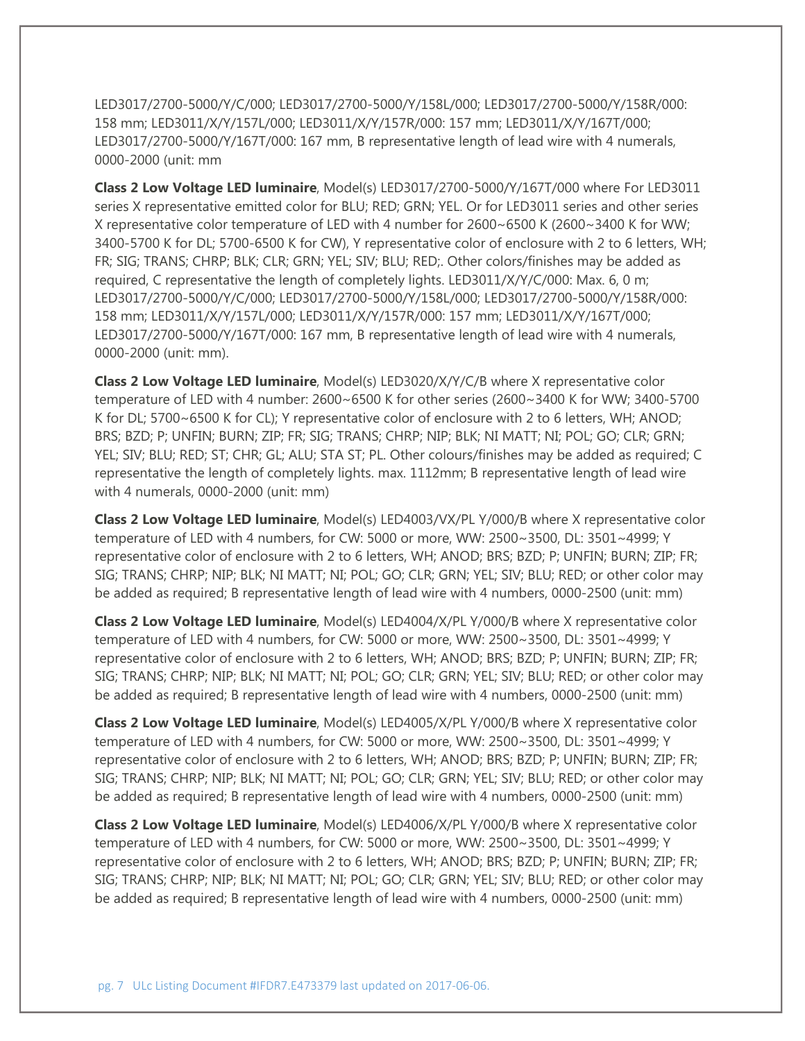LED3017/2700-5000/Y/C/000; LED3017/2700-5000/Y/158L/000; LED3017/2700-5000/Y/158R/000: 158 mm; LED3011/X/Y/157L/000; LED3011/X/Y/157R/000: 157 mm; LED3011/X/Y/167T/000; LED3017/2700-5000/Y/167T/000: 167 mm, B representative length of lead wire with 4 numerals, 0000-2000 (unit: mm

**Class 2 Low Voltage LED luminaire**, Model(s) LED3017/2700-5000/Y/167T/000 where For LED3011 series X representative emitted color for BLU; RED; GRN; YEL. Or for LED3011 series and other series X representative color temperature of LED with 4 number for 2600~6500 K (2600~3400 K for WW; 3400-5700 K for DL; 5700-6500 K for CW), Y representative color of enclosure with 2 to 6 letters, WH; FR; SIG; TRANS; CHRP; BLK; CLR; GRN; YEL; SIV; BLU; RED;. Other colors/finishes may be added as required, C representative the length of completely lights. LED3011/X/Y/C/000: Max. 6, 0 m; LED3017/2700-5000/Y/C/000; LED3017/2700-5000/Y/158L/000; LED3017/2700-5000/Y/158R/000: 158 mm; LED3011/X/Y/157L/000; LED3011/X/Y/157R/000: 157 mm; LED3011/X/Y/167T/000; LED3017/2700-5000/Y/167T/000: 167 mm, B representative length of lead wire with 4 numerals, 0000-2000 (unit: mm).

**Class 2 Low Voltage LED luminaire**, Model(s) LED3020/X/Y/C/B where X representative color temperature of LED with 4 number: 2600~6500 K for other series (2600~3400 K for WW; 3400-5700 K for DL; 5700~6500 K for CL); Y representative color of enclosure with 2 to 6 letters, WH; ANOD; BRS; BZD; P; UNFIN; BURN; ZIP; FR; SIG; TRANS; CHRP; NIP; BLK; NI MATT; NI; POL; GO; CLR; GRN; YEL; SIV; BLU; RED; ST; CHR; GL; ALU; STA ST; PL. Other colours/finishes may be added as required; C representative the length of completely lights. max. 1112mm; B representative length of lead wire with 4 numerals, 0000-2000 (unit: mm)

**Class 2 Low Voltage LED luminaire**, Model(s) LED4003/VX/PL Y/000/B where X representative color temperature of LED with 4 numbers, for CW: 5000 or more, WW: 2500~3500, DL: 3501~4999; Y representative color of enclosure with 2 to 6 letters, WH; ANOD; BRS; BZD; P; UNFIN; BURN; ZIP; FR; SIG; TRANS; CHRP; NIP; BLK; NI MATT; NI; POL; GO; CLR; GRN; YEL; SIV; BLU; RED; or other color may be added as required; B representative length of lead wire with 4 numbers, 0000-2500 (unit: mm)

**Class 2 Low Voltage LED luminaire**, Model(s) LED4004/X/PL Y/000/B where X representative color temperature of LED with 4 numbers, for CW: 5000 or more, WW: 2500~3500, DL: 3501~4999; Y representative color of enclosure with 2 to 6 letters, WH; ANOD; BRS; BZD; P; UNFIN; BURN; ZIP; FR; SIG; TRANS; CHRP; NIP; BLK; NI MATT; NI; POL; GO; CLR; GRN; YEL; SIV; BLU; RED; or other color may be added as required; B representative length of lead wire with 4 numbers, 0000-2500 (unit: mm)

**Class 2 Low Voltage LED luminaire**, Model(s) LED4005/X/PL Y/000/B where X representative color temperature of LED with 4 numbers, for CW: 5000 or more, WW: 2500~3500, DL: 3501~4999; Y representative color of enclosure with 2 to 6 letters, WH; ANOD; BRS; BZD; P; UNFIN; BURN; ZIP; FR; SIG; TRANS; CHRP; NIP; BLK; NI MATT; NI; POL; GO; CLR; GRN; YEL; SIV; BLU; RED; or other color may be added as required; B representative length of lead wire with 4 numbers, 0000-2500 (unit: mm)

**Class 2 Low Voltage LED luminaire**, Model(s) LED4006/X/PL Y/000/B where X representative color temperature of LED with 4 numbers, for CW: 5000 or more, WW: 2500~3500, DL: 3501~4999; Y representative color of enclosure with 2 to 6 letters, WH; ANOD; BRS; BZD; P; UNFIN; BURN; ZIP; FR; SIG; TRANS; CHRP; NIP; BLK; NI MATT; NI; POL; GO; CLR; GRN; YEL; SIV; BLU; RED; or other color may be added as required; B representative length of lead wire with 4 numbers, 0000-2500 (unit: mm)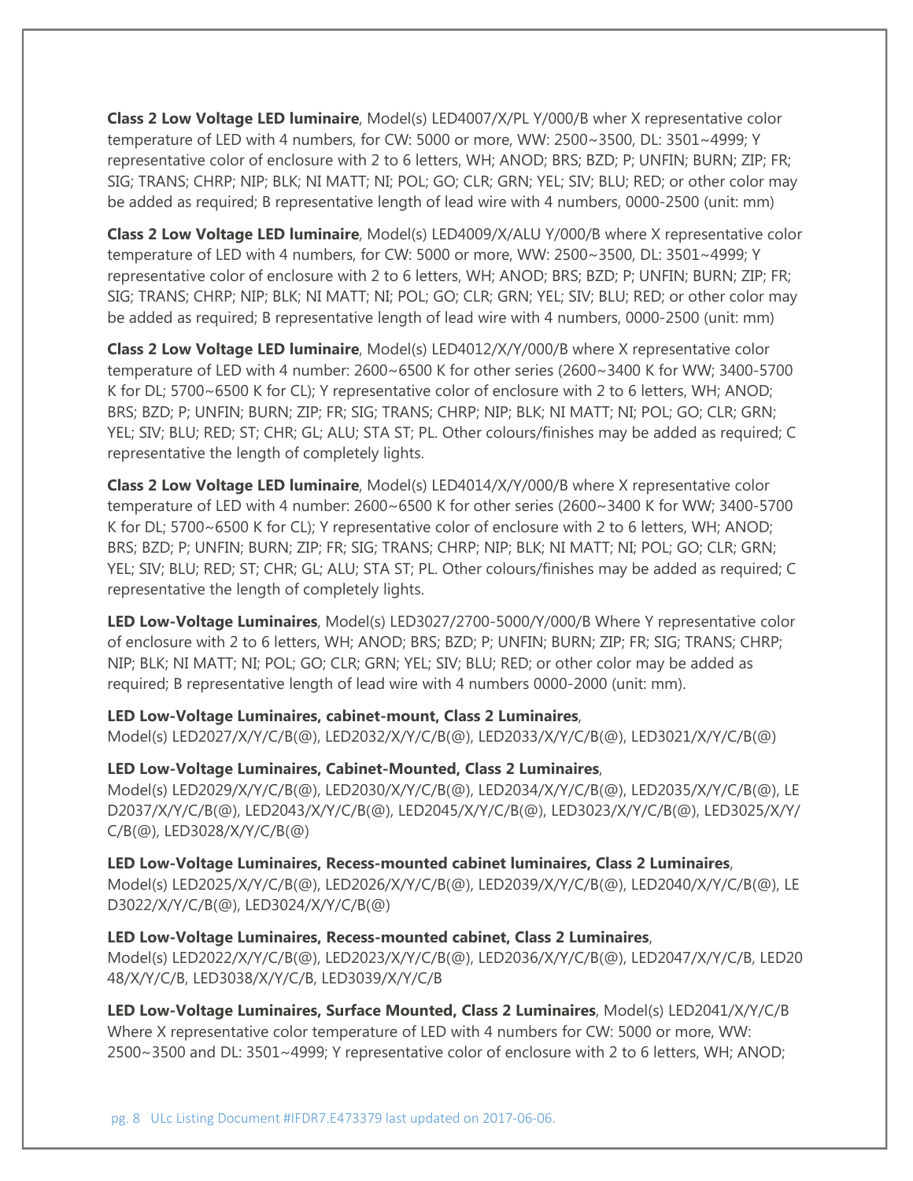**Class 2 Low Voltage LED luminaire**, Model(s) LED4007/X/PL Y/000/B wher X representative color temperature of LED with 4 numbers, for CW: 5000 or more, WW: 2500~3500, DL: 3501~4999; Y representative color of enclosure with 2 to 6 letters, WH; ANOD; BRS; BZD; P; UNFIN; BURN; ZIP; FR; SIG; TRANS; CHRP; NIP; BLK; NI MATT; NI; POL; GO; CLR; GRN; YEL; SIV; BLU; RED; or other color may be added as required; B representative length of lead wire with 4 numbers, 0000-2500 (unit: mm)

**Class 2 Low Voltage LED luminaire**, Model(s) LED4009/X/ALU Y/000/B where X representative color temperature of LED with 4 numbers, for CW: 5000 or more, WW: 2500~3500, DL: 3501~4999; Y representative color of enclosure with 2 to 6 letters, WH; ANOD; BRS; BZD; P; UNFIN; BURN; ZIP; FR; SIG; TRANS; CHRP; NIP; BLK; NI MATT; NI; POL; GO; CLR; GRN; YEL; SIV; BLU; RED; or other color may be added as required; B representative length of lead wire with 4 numbers, 0000-2500 (unit: mm)

**Class 2 Low Voltage LED luminaire**, Model(s) LED4012/X/Y/000/B where X representative color temperature of LED with 4 number: 2600~6500 K for other series (2600~3400 K for WW; 3400-5700 K for DL; 5700~6500 K for CL); Y representative color of enclosure with 2 to 6 letters, WH; ANOD; BRS; BZD; P; UNFIN; BURN; ZIP; FR; SIG; TRANS; CHRP; NIP; BLK; NI MATT; NI; POL; GO; CLR; GRN; YEL; SIV; BLU; RED; ST; CHR; GL; ALU; STA ST; PL. Other colours/finishes may be added as required; C representative the length of completely lights.

**Class 2 Low Voltage LED luminaire**, Model(s) LED4014/X/Y/000/B where X representative color temperature of LED with 4 number: 2600~6500 K for other series (2600~3400 K for WW; 3400-5700 K for DL; 5700~6500 K for CL); Y representative color of enclosure with 2 to 6 letters, WH; ANOD; BRS; BZD; P; UNFIN; BURN; ZIP; FR; SIG; TRANS; CHRP; NIP; BLK; NI MATT; NI; POL; GO; CLR; GRN; YEL; SIV; BLU; RED; ST; CHR; GL; ALU; STA ST; PL. Other colours/finishes may be added as required; C representative the length of completely lights.

**LED Low-Voltage Luminaires**, Model(s) LED3027/2700-5000/Y/000/B Where Y representative color of enclosure with 2 to 6 letters, WH; ANOD; BRS; BZD; P; UNFIN; BURN; ZIP; FR; SIG; TRANS; CHRP; NIP; BLK; NI MATT; NI; POL; GO; CLR; GRN; YEL; SIV; BLU; RED; or other color may be added as required; B representative length of lead wire with 4 numbers 0000-2000 (unit: mm).

**LED Low-Voltage Luminaires, cabinet-mount, Class 2 Luminaires**,
Model(s) LED2027/X/Y/C/B(@), LED2032/X/Y/C/B(@), LED2033/X/Y/C/B(@), LED3021/X/Y/C/B(@)

**LED Low-Voltage Luminaires, Cabinet-Mounted, Class 2 Luminaires**,
Model(s) LED2029/X/Y/C/B(@), LED2030/X/Y/C/B(@), LED2034/X/Y/C/B(@), LED2035/X/Y/C/B(@), LED2037/X/Y/C/B(@), LED2043/X/Y/C/B(@), LED2045/X/Y/C/B(@), LED3023/X/Y/C/B(@), LED3025/X/Y/C/B(@), LED3028/X/Y/C/B(@)

**LED Low-Voltage Luminaires, Recess-mounted cabinet luminaires, Class 2 Luminaires**,
Model(s) LED2025/X/Y/C/B(@), LED2026/X/Y/C/B(@), LED2039/X/Y/C/B(@), LED2040/X/Y/C/B(@), LED3022/X/Y/C/B(@), LED3024/X/Y/C/B(@)

**LED Low-Voltage Luminaires, Recess-mounted cabinet, Class 2 Luminaires**,
Model(s) LED2022/X/Y/C/B(@), LED2023/X/Y/C/B(@), LED2036/X/Y/C/B(@), LED2047/X/Y/C/B, LED2048/X/Y/C/B, LED3038/X/Y/C/B, LED3039/X/Y/C/B

**LED Low-Voltage Luminaires, Surface Mounted, Class 2 Luminaires**, Model(s) LED2041/X/Y/C/B Where X representative color temperature of LED with 4 numbers for CW: 5000 or more, WW: 2500~3500 and DL: 3501~4999; Y representative color of enclosure with 2 to 6 letters, WH; ANOD;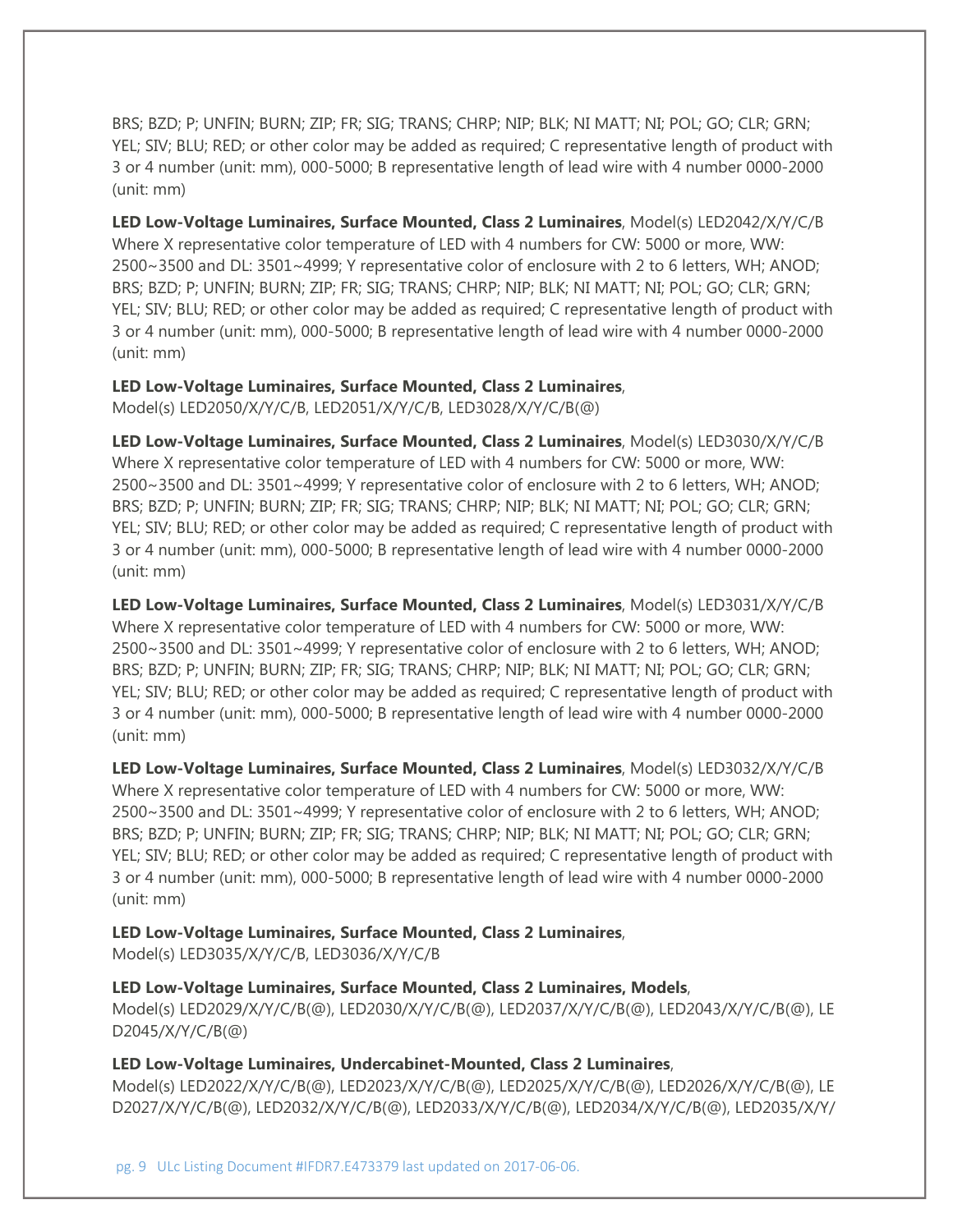BRS; BZD; P; UNFIN; BURN; ZIP; FR; SIG; TRANS; CHRP; NIP; BLK; NI MATT; NI; POL; GO; CLR; GRN; YEL; SIV; BLU; RED; or other color may be added as required; C representative length of product with 3 or 4 number (unit: mm), 000-5000; B representative length of lead wire with 4 number 0000-2000 (unit: mm)

**LED Low-Voltage Luminaires, Surface Mounted, Class 2 Luminaires**, Model(s) LED2042/X/Y/C/B Where X representative color temperature of LED with 4 numbers for CW: 5000 or more, WW: 2500~3500 and DL: 3501~4999; Y representative color of enclosure with 2 to 6 letters, WH; ANOD; BRS; BZD; P; UNFIN; BURN; ZIP; FR; SIG; TRANS; CHRP; NIP; BLK; NI MATT; NI; POL; GO; CLR; GRN; YEL; SIV; BLU; RED; or other color may be added as required; C representative length of product with 3 or 4 number (unit: mm), 000-5000; B representative length of lead wire with 4 number 0000-2000 (unit: mm)

**LED Low-Voltage Luminaires, Surface Mounted, Class 2 Luminaires**,
Model(s) LED2050/X/Y/C/B, LED2051/X/Y/C/B, LED3028/X/Y/C/B(@)

**LED Low-Voltage Luminaires, Surface Mounted, Class 2 Luminaires**, Model(s) LED3030/X/Y/C/B Where X representative color temperature of LED with 4 numbers for CW: 5000 or more, WW: 2500~3500 and DL: 3501~4999; Y representative color of enclosure with 2 to 6 letters, WH; ANOD; BRS; BZD; P; UNFIN; BURN; ZIP; FR; SIG; TRANS; CHRP; NIP; BLK; NI MATT; NI; POL; GO; CLR; GRN; YEL; SIV; BLU; RED; or other color may be added as required; C representative length of product with 3 or 4 number (unit: mm), 000-5000; B representative length of lead wire with 4 number 0000-2000 (unit: mm)

**LED Low-Voltage Luminaires, Surface Mounted, Class 2 Luminaires**, Model(s) LED3031/X/Y/C/B Where X representative color temperature of LED with 4 numbers for CW: 5000 or more, WW: 2500~3500 and DL: 3501~4999; Y representative color of enclosure with 2 to 6 letters, WH; ANOD; BRS; BZD; P; UNFIN; BURN; ZIP; FR; SIG; TRANS; CHRP; NIP; BLK; NI MATT; NI; POL; GO; CLR; GRN; YEL; SIV; BLU; RED; or other color may be added as required; C representative length of product with 3 or 4 number (unit: mm), 000-5000; B representative length of lead wire with 4 number 0000-2000 (unit: mm)

**LED Low-Voltage Luminaires, Surface Mounted, Class 2 Luminaires**, Model(s) LED3032/X/Y/C/B Where X representative color temperature of LED with 4 numbers for CW: 5000 or more, WW: 2500~3500 and DL: 3501~4999; Y representative color of enclosure with 2 to 6 letters, WH; ANOD; BRS; BZD; P; UNFIN; BURN; ZIP; FR; SIG; TRANS; CHRP; NIP; BLK; NI MATT; NI; POL; GO; CLR; GRN; YEL; SIV; BLU; RED; or other color may be added as required; C representative length of product with 3 or 4 number (unit: mm), 000-5000; B representative length of lead wire with 4 number 0000-2000 (unit: mm)

**LED Low-Voltage Luminaires, Surface Mounted, Class 2 Luminaires**,
Model(s) LED3035/X/Y/C/B, LED3036/X/Y/C/B

**LED Low-Voltage Luminaires, Surface Mounted, Class 2 Luminaires, Models**,
Model(s) LED2029/X/Y/C/B(@), LED2030/X/Y/C/B(@), LED2037/X/Y/C/B(@), LED2043/X/Y/C/B(@), LED2045/X/Y/C/B(@)

**LED Low-Voltage Luminaires, Undercabinet-Mounted, Class 2 Luminaires**,
Model(s) LED2022/X/Y/C/B(@), LED2023/X/Y/C/B(@), LED2025/X/Y/C/B(@), LED2026/X/Y/C/B(@), LED2027/X/Y/C/B(@), LED2032/X/Y/C/B(@), LED2033/X/Y/C/B(@), LED2034/X/Y/C/B(@), LED2035/X/Y/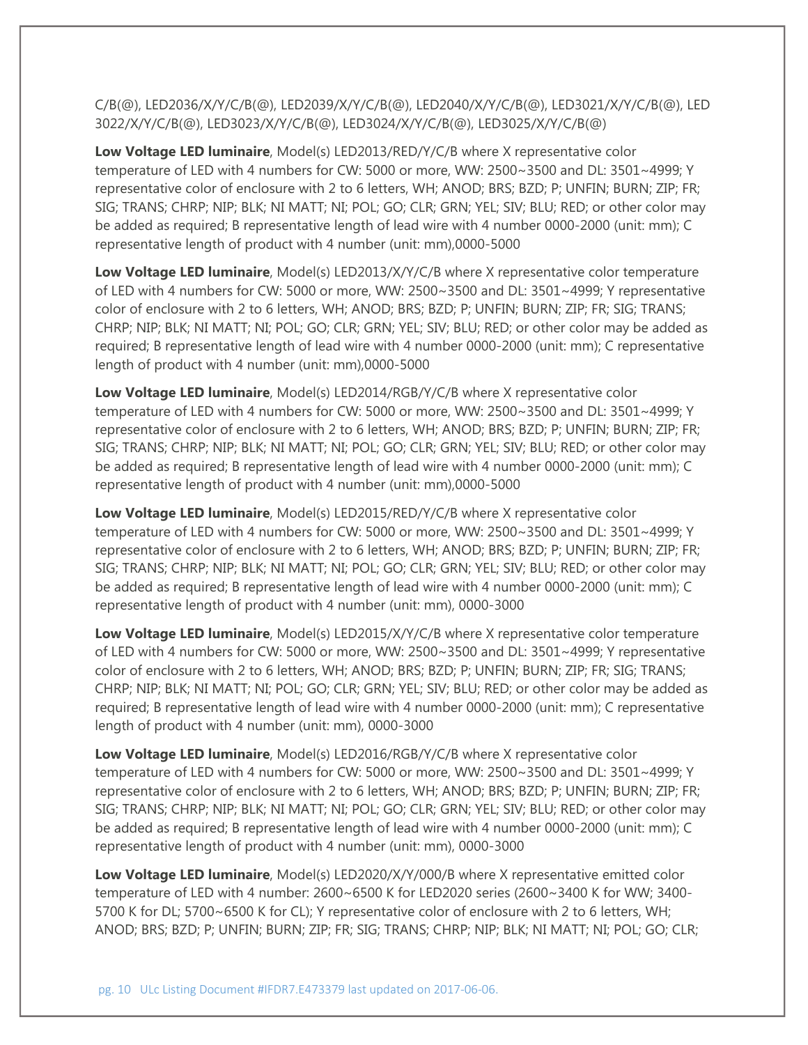C/B(@), LED2036/X/Y/C/B(@), LED2039/X/Y/C/B(@), LED2040/X/Y/C/B(@), LED3021/X/Y/C/B(@), LED 3022/X/Y/C/B(@), LED3023/X/Y/C/B(@), LED3024/X/Y/C/B(@), LED3025/X/Y/C/B(@)

**Low Voltage LED luminaire**, Model(s) LED2013/RED/Y/C/B where X representative color temperature of LED with 4 numbers for CW: 5000 or more, WW: 2500~3500 and DL: 3501~4999; Y representative color of enclosure with 2 to 6 letters, WH; ANOD; BRS; BZD; P; UNFIN; BURN; ZIP; FR; SIG; TRANS; CHRP; NIP; BLK; NI MATT; NI; POL; GO; CLR; GRN; YEL; SIV; BLU; RED; or other color may be added as required; B representative length of lead wire with 4 number 0000-2000 (unit: mm); C representative length of product with 4 number (unit: mm),0000-5000

**Low Voltage LED luminaire**, Model(s) LED2013/X/Y/C/B where X representative color temperature of LED with 4 numbers for CW: 5000 or more, WW: 2500~3500 and DL: 3501~4999; Y representative color of enclosure with 2 to 6 letters, WH; ANOD; BRS; BZD; P; UNFIN; BURN; ZIP; FR; SIG; TRANS; CHRP; NIP; BLK; NI MATT; NI; POL; GO; CLR; GRN; YEL; SIV; BLU; RED; or other color may be added as required; B representative length of lead wire with 4 number 0000-2000 (unit: mm); C representative length of product with 4 number (unit: mm),0000-5000

**Low Voltage LED luminaire**, Model(s) LED2014/RGB/Y/C/B where X representative color temperature of LED with 4 numbers for CW: 5000 or more, WW: 2500~3500 and DL: 3501~4999; Y representative color of enclosure with 2 to 6 letters, WH; ANOD; BRS; BZD; P; UNFIN; BURN; ZIP; FR; SIG; TRANS; CHRP; NIP; BLK; NI MATT; NI; POL; GO; CLR; GRN; YEL; SIV; BLU; RED; or other color may be added as required; B representative length of lead wire with 4 number 0000-2000 (unit: mm); C representative length of product with 4 number (unit: mm),0000-5000

**Low Voltage LED luminaire**, Model(s) LED2015/RED/Y/C/B where X representative color temperature of LED with 4 numbers for CW: 5000 or more, WW: 2500~3500 and DL: 3501~4999; Y representative color of enclosure with 2 to 6 letters, WH; ANOD; BRS; BZD; P; UNFIN; BURN; ZIP; FR; SIG; TRANS; CHRP; NIP; BLK; NI MATT; NI; POL; GO; CLR; GRN; YEL; SIV; BLU; RED; or other color may be added as required; B representative length of lead wire with 4 number 0000-2000 (unit: mm); C representative length of product with 4 number (unit: mm), 0000-3000

**Low Voltage LED luminaire**, Model(s) LED2015/X/Y/C/B where X representative color temperature of LED with 4 numbers for CW: 5000 or more, WW: 2500~3500 and DL: 3501~4999; Y representative color of enclosure with 2 to 6 letters, WH; ANOD; BRS; BZD; P; UNFIN; BURN; ZIP; FR; SIG; TRANS; CHRP; NIP; BLK; NI MATT; NI; POL; GO; CLR; GRN; YEL; SIV; BLU; RED; or other color may be added as required; B representative length of lead wire with 4 number 0000-2000 (unit: mm); C representative length of product with 4 number (unit: mm), 0000-3000

**Low Voltage LED luminaire**, Model(s) LED2016/RGB/Y/C/B where X representative color temperature of LED with 4 numbers for CW: 5000 or more, WW: 2500~3500 and DL: 3501~4999; Y representative color of enclosure with 2 to 6 letters, WH; ANOD; BRS; BZD; P; UNFIN; BURN; ZIP; FR; SIG; TRANS; CHRP; NIP; BLK; NI MATT; NI; POL; GO; CLR; GRN; YEL; SIV; BLU; RED; or other color may be added as required; B representative length of lead wire with 4 number 0000-2000 (unit: mm); C representative length of product with 4 number (unit: mm), 0000-3000

**Low Voltage LED luminaire**, Model(s) LED2020/X/Y/000/B where X representative emitted color temperature of LED with 4 number: 2600~6500 K for LED2020 series (2600~3400 K for WW; 3400-5700 K for DL; 5700~6500 K for CL); Y representative color of enclosure with 2 to 6 letters, WH; ANOD; BRS; BZD; P; UNFIN; BURN; ZIP; FR; SIG; TRANS; CHRP; NIP; BLK; NI MATT; NI; POL; GO; CLR;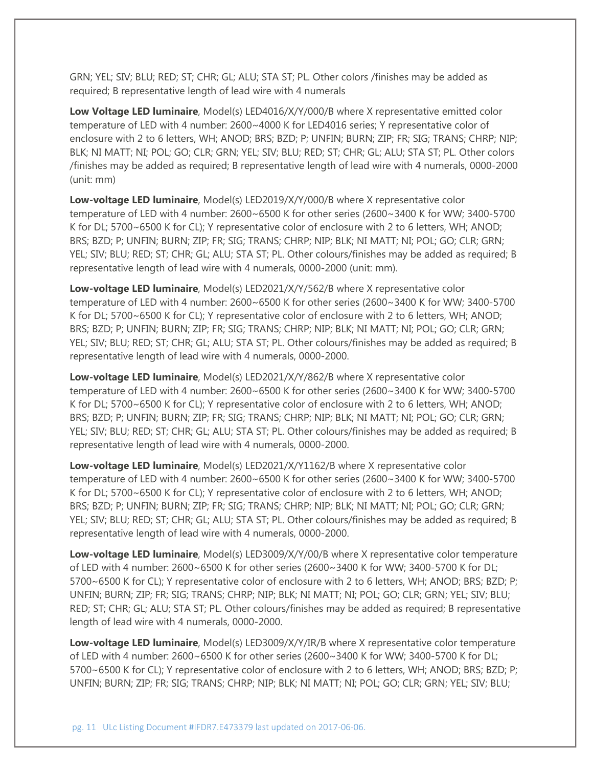GRN; YEL; SIV; BLU; RED; ST; CHR; GL; ALU; STA ST; PL. Other colors /finishes may be added as required; B representative length of lead wire with 4 numerals

**Low Voltage LED luminaire**, Model(s) LED4016/X/Y/000/B where X representative emitted color temperature of LED with 4 number: 2600~4000 K for LED4016 series; Y representative color of enclosure with 2 to 6 letters, WH; ANOD; BRS; BZD; P; UNFIN; BURN; ZIP; FR; SIG; TRANS; CHRP; NIP; BLK; NI MATT; NI; POL; GO; CLR; GRN; YEL; SIV; BLU; RED; ST; CHR; GL; ALU; STA ST; PL. Other colors /finishes may be added as required; B representative length of lead wire with 4 numerals, 0000-2000 (unit: mm)

**Low-voltage LED luminaire**, Model(s) LED2019/X/Y/000/B where X representative color temperature of LED with 4 number: 2600~6500 K for other series (2600~3400 K for WW; 3400-5700 K for DL; 5700~6500 K for CL); Y representative color of enclosure with 2 to 6 letters, WH; ANOD; BRS; BZD; P; UNFIN; BURN; ZIP; FR; SIG; TRANS; CHRP; NIP; BLK; NI MATT; NI; POL; GO; CLR; GRN; YEL; SIV; BLU; RED; ST; CHR; GL; ALU; STA ST; PL. Other colours/finishes may be added as required; B representative length of lead wire with 4 numerals, 0000-2000 (unit: mm).

**Low-voltage LED luminaire**, Model(s) LED2021/X/Y/562/B where X representative color temperature of LED with 4 number: 2600~6500 K for other series (2600~3400 K for WW; 3400-5700 K for DL; 5700~6500 K for CL); Y representative color of enclosure with 2 to 6 letters, WH; ANOD; BRS; BZD; P; UNFIN; BURN; ZIP; FR; SIG; TRANS; CHRP; NIP; BLK; NI MATT; NI; POL; GO; CLR; GRN; YEL; SIV; BLU; RED; ST; CHR; GL; ALU; STA ST; PL. Other colours/finishes may be added as required; B representative length of lead wire with 4 numerals, 0000-2000.

**Low-voltage LED luminaire**, Model(s) LED2021/X/Y/862/B where X representative color temperature of LED with 4 number: 2600~6500 K for other series (2600~3400 K for WW; 3400-5700 K for DL; 5700~6500 K for CL); Y representative color of enclosure with 2 to 6 letters, WH; ANOD; BRS; BZD; P; UNFIN; BURN; ZIP; FR; SIG; TRANS; CHRP; NIP; BLK; NI MATT; NI; POL; GO; CLR; GRN; YEL; SIV; BLU; RED; ST; CHR; GL; ALU; STA ST; PL. Other colours/finishes may be added as required; B representative length of lead wire with 4 numerals, 0000-2000.

**Low-voltage LED luminaire**, Model(s) LED2021/X/Y1162/B where X representative color temperature of LED with 4 number: 2600~6500 K for other series (2600~3400 K for WW; 3400-5700 K for DL; 5700~6500 K for CL); Y representative color of enclosure with 2 to 6 letters, WH; ANOD; BRS; BZD; P; UNFIN; BURN; ZIP; FR; SIG; TRANS; CHRP; NIP; BLK; NI MATT; NI; POL; GO; CLR; GRN; YEL; SIV; BLU; RED; ST; CHR; GL; ALU; STA ST; PL. Other colours/finishes may be added as required; B representative length of lead wire with 4 numerals, 0000-2000.

**Low-voltage LED luminaire**, Model(s) LED3009/X/Y/00/B where X representative color temperature of LED with 4 number: 2600~6500 K for other series (2600~3400 K for WW; 3400-5700 K for DL; 5700~6500 K for CL); Y representative color of enclosure with 2 to 6 letters, WH; ANOD; BRS; BZD; P; UNFIN; BURN; ZIP; FR; SIG; TRANS; CHRP; NIP; BLK; NI MATT; NI; POL; GO; CLR; GRN; YEL; SIV; BLU; RED; ST; CHR; GL; ALU; STA ST; PL. Other colours/finishes may be added as required; B representative length of lead wire with 4 numerals, 0000-2000.

**Low-voltage LED luminaire**, Model(s) LED3009/X/Y/IR/B where X representative color temperature of LED with 4 number: 2600~6500 K for other series (2600~3400 K for WW; 3400-5700 K for DL; 5700~6500 K for CL); Y representative color of enclosure with 2 to 6 letters, WH; ANOD; BRS; BZD; P; UNFIN; BURN; ZIP; FR; SIG; TRANS; CHRP; NIP; BLK; NI MATT; NI; POL; GO; CLR; GRN; YEL; SIV; BLU;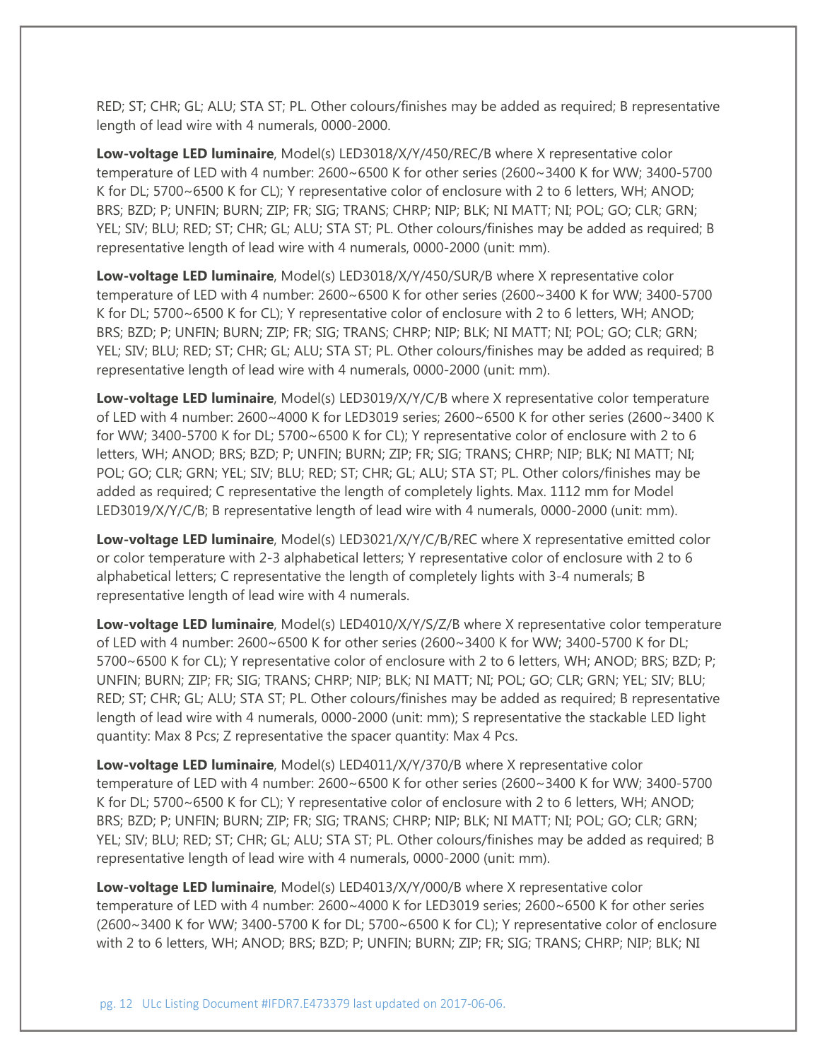RED; ST; CHR; GL; ALU; STA ST; PL. Other colours/finishes may be added as required; B representative length of lead wire with 4 numerals, 0000-2000.

**Low-voltage LED luminaire**, Model(s) LED3018/X/Y/450/REC/B where X representative color temperature of LED with 4 number: 2600~6500 K for other series (2600~3400 K for WW; 3400-5700 K for DL; 5700~6500 K for CL); Y representative color of enclosure with 2 to 6 letters, WH; ANOD; BRS; BZD; P; UNFIN; BURN; ZIP; FR; SIG; TRANS; CHRP; NIP; BLK; NI MATT; NI; POL; GO; CLR; GRN; YEL; SIV; BLU; RED; ST; CHR; GL; ALU; STA ST; PL. Other colours/finishes may be added as required; B representative length of lead wire with 4 numerals, 0000-2000 (unit: mm).

**Low-voltage LED luminaire**, Model(s) LED3018/X/Y/450/SUR/B where X representative color temperature of LED with 4 number: 2600~6500 K for other series (2600~3400 K for WW; 3400-5700 K for DL; 5700~6500 K for CL); Y representative color of enclosure with 2 to 6 letters, WH; ANOD; BRS; BZD; P; UNFIN; BURN; ZIP; FR; SIG; TRANS; CHRP; NIP; BLK; NI MATT; NI; POL; GO; CLR; GRN; YEL; SIV; BLU; RED; ST; CHR; GL; ALU; STA ST; PL. Other colours/finishes may be added as required; B representative length of lead wire with 4 numerals, 0000-2000 (unit: mm).

**Low-voltage LED luminaire**, Model(s) LED3019/X/Y/C/B where X representative color temperature of LED with 4 number: 2600~4000 K for LED3019 series; 2600~6500 K for other series (2600~3400 K for WW; 3400-5700 K for DL; 5700~6500 K for CL); Y representative color of enclosure with 2 to 6 letters, WH; ANOD; BRS; BZD; P; UNFIN; BURN; ZIP; FR; SIG; TRANS; CHRP; NIP; BLK; NI MATT; NI; POL; GO; CLR; GRN; YEL; SIV; BLU; RED; ST; CHR; GL; ALU; STA ST; PL. Other colors/finishes may be added as required; C representative the length of completely lights. Max. 1112 mm for Model LED3019/X/Y/C/B; B representative length of lead wire with 4 numerals, 0000-2000 (unit: mm).

**Low-voltage LED luminaire**, Model(s) LED3021/X/Y/C/B/REC where X representative emitted color or color temperature with 2-3 alphabetical letters; Y representative color of enclosure with 2 to 6 alphabetical letters; C representative the length of completely lights with 3-4 numerals; B representative length of lead wire with 4 numerals.

**Low-voltage LED luminaire**, Model(s) LED4010/X/Y/S/Z/B where X representative color temperature of LED with 4 number: 2600~6500 K for other series (2600~3400 K for WW; 3400-5700 K for DL; 5700~6500 K for CL); Y representative color of enclosure with 2 to 6 letters, WH; ANOD; BRS; BZD; P; UNFIN; BURN; ZIP; FR; SIG; TRANS; CHRP; NIP; BLK; NI MATT; NI; POL; GO; CLR; GRN; YEL; SIV; BLU; RED; ST; CHR; GL; ALU; STA ST; PL. Other colours/finishes may be added as required; B representative length of lead wire with 4 numerals, 0000-2000 (unit: mm); S representative the stackable LED light quantity: Max 8 Pcs; Z representative the spacer quantity: Max 4 Pcs.

**Low-voltage LED luminaire**, Model(s) LED4011/X/Y/370/B where X representative color temperature of LED with 4 number: 2600~6500 K for other series (2600~3400 K for WW; 3400-5700 K for DL; 5700~6500 K for CL); Y representative color of enclosure with 2 to 6 letters, WH; ANOD; BRS; BZD; P; UNFIN; BURN; ZIP; FR; SIG; TRANS; CHRP; NIP; BLK; NI MATT; NI; POL; GO; CLR; GRN; YEL; SIV; BLU; RED; ST; CHR; GL; ALU; STA ST; PL. Other colours/finishes may be added as required; B representative length of lead wire with 4 numerals, 0000-2000 (unit: mm).

**Low-voltage LED luminaire**, Model(s) LED4013/X/Y/000/B where X representative color temperature of LED with 4 number: 2600~4000 K for LED3019 series; 2600~6500 K for other series (2600~3400 K for WW; 3400-5700 K for DL; 5700~6500 K for CL); Y representative color of enclosure with 2 to 6 letters, WH; ANOD; BRS; BZD; P; UNFIN; BURN; ZIP; FR; SIG; TRANS; CHRP; NIP; BLK; NI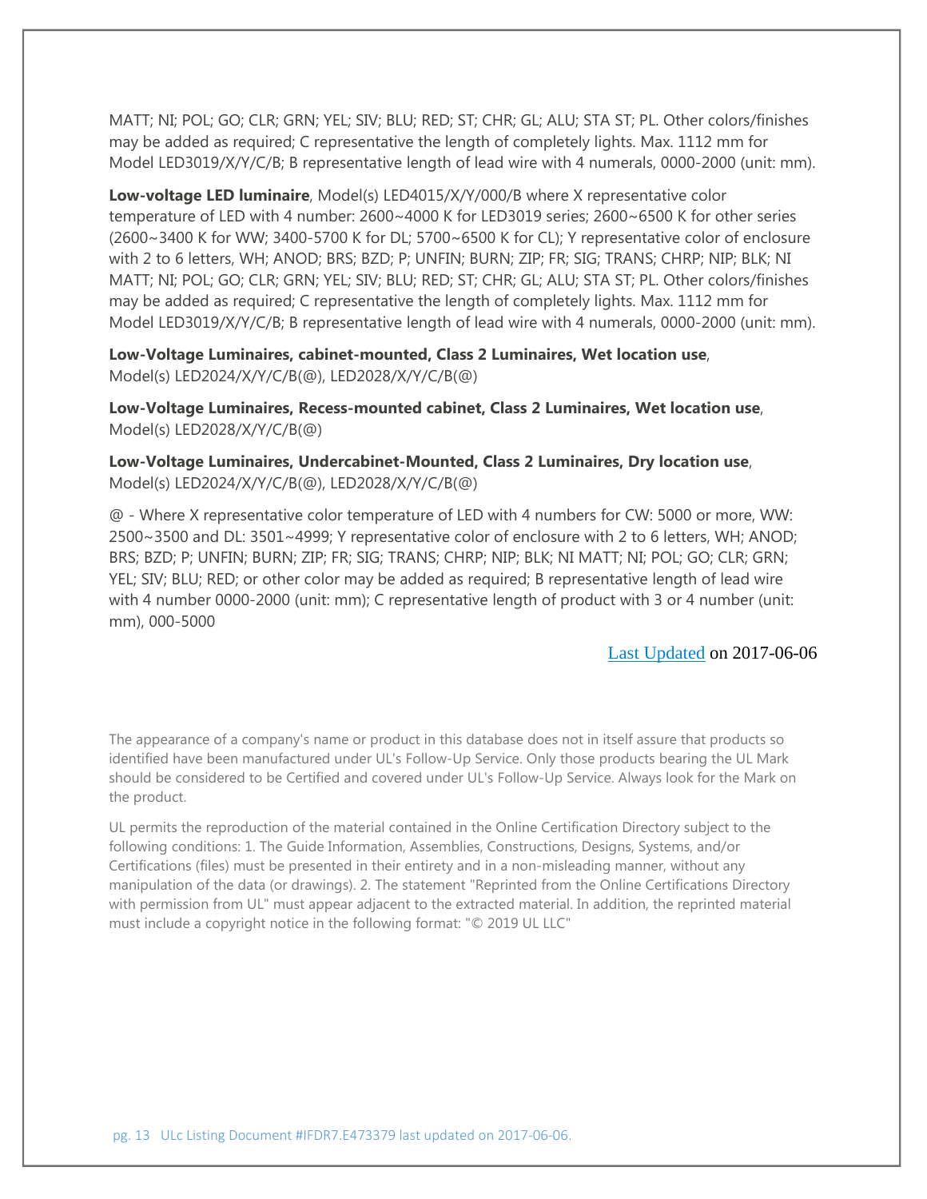MATT; NI; POL; GO; CLR; GRN; YEL; SIV; BLU; RED; ST; CHR; GL; ALU; STA ST; PL. Other colors/finishes may be added as required; C representative the length of completely lights. Max. 1112 mm for Model LED3019/X/Y/C/B; B representative length of lead wire with 4 numerals, 0000-2000 (unit: mm).

**Low-voltage LED luminaire**, Model(s) LED4015/X/Y/000/B where X representative color temperature of LED with 4 number: 2600~4000 K for LED3019 series; 2600~6500 K for other series (2600~3400 K for WW; 3400-5700 K for DL; 5700~6500 K for CL); Y representative color of enclosure with 2 to 6 letters, WH; ANOD; BRS; BZD; P; UNFIN; BURN; ZIP; FR; SIG; TRANS; CHRP; NIP; BLK; NI MATT; NI; POL; GO; CLR; GRN; YEL; SIV; BLU; RED; ST; CHR; GL; ALU; STA ST; PL. Other colors/finishes may be added as required; C representative the length of completely lights. Max. 1112 mm for Model LED3019/X/Y/C/B; B representative length of lead wire with 4 numerals, 0000-2000 (unit: mm).

**Low-Voltage Luminaires, cabinet-mounted, Class 2 Luminaires, Wet location use**, Model(s) LED2024/X/Y/C/B(@), LED2028/X/Y/C/B(@)

**Low-Voltage Luminaires, Recess-mounted cabinet, Class 2 Luminaires, Wet location use**, Model(s) LED2028/X/Y/C/B(@)

**Low-Voltage Luminaires, Undercabinet-Mounted, Class 2 Luminaires, Dry location use**, Model(s) LED2024/X/Y/C/B(@), LED2028/X/Y/C/B(@)

@ - Where X representative color temperature of LED with 4 numbers for CW: 5000 or more, WW: 2500~3500 and DL: 3501~4999; Y representative color of enclosure with 2 to 6 letters, WH; ANOD; BRS; BZD; P; UNFIN; BURN; ZIP; FR; SIG; TRANS; CHRP; NIP; BLK; NI MATT; NI; POL; GO; CLR; GRN; YEL; SIV; BLU; RED; or other color may be added as required; B representative length of lead wire with 4 number 0000-2000 (unit: mm); C representative length of product with 3 or 4 number (unit: mm), 000-5000

Last Updated on 2017-06-06

The appearance of a company's name or product in this database does not in itself assure that products so identified have been manufactured under UL's Follow-Up Service. Only those products bearing the UL Mark should be considered to be Certified and covered under UL's Follow-Up Service. Always look for the Mark on the product.

UL permits the reproduction of the material contained in the Online Certification Directory subject to the following conditions: 1. The Guide Information, Assemblies, Constructions, Designs, Systems, and/or Certifications (files) must be presented in their entirety and in a non-misleading manner, without any manipulation of the data (or drawings). 2. The statement "Reprinted from the Online Certifications Directory with permission from UL" must appear adjacent to the extracted material. In addition, the reprinted material must include a copyright notice in the following format: "© 2019 UL LLC"